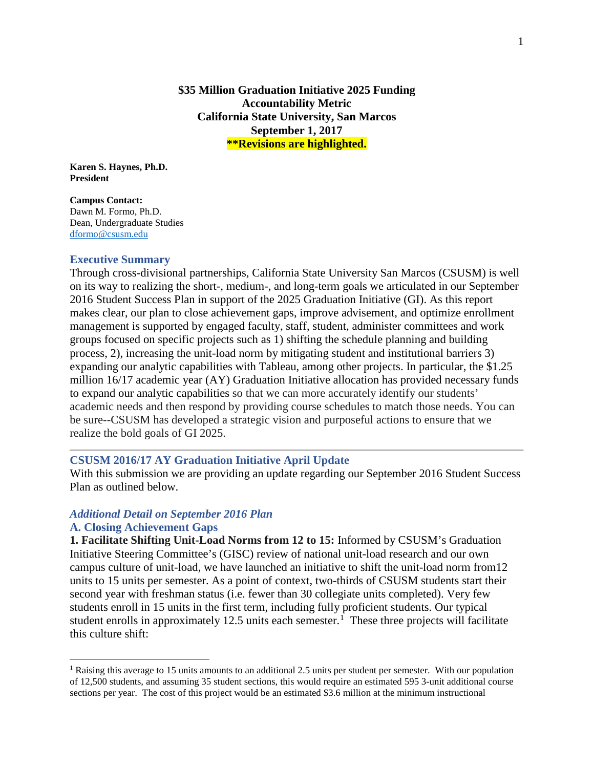**$35 Million Graduation Initiative 2025 Funding**
**Accountability Metric**
**California State University, San Marcos**
**September 1, 2017**
****Revisions are highlighted.**

**Karen S. Haynes, Ph.D.**
**President**

**Campus Contact:**
Dawn M. Formo, Ph.D.
Dean, Undergraduate Studies
dformo@csusm.edu

## Executive Summary

Through cross-divisional partnerships, California State University San Marcos (CSUSM) is well on its way to realizing the short-, medium-, and long-term goals we articulated in our September 2016 Student Success Plan in support of the 2025 Graduation Initiative (GI). As this report makes clear, our plan to close achievement gaps, improve advisement, and optimize enrollment management is supported by engaged faculty, staff, student, administer committees and work groups focused on specific projects such as 1) shifting the schedule planning and building process, 2), increasing the unit-load norm by mitigating student and institutional barriers 3) expanding our analytic capabilities with Tableau, among other projects. In particular, the $1.25 million 16/17 academic year (AY) Graduation Initiative allocation has provided necessary funds to expand our analytic capabilities so that we can more accurately identify our students' academic needs and then respond by providing course schedules to match those needs. You can be sure--CSUSM has developed a strategic vision and purposeful actions to ensure that we realize the bold goals of GI 2025.

---

## CSUSM 2016/17 AY Graduation Initiative April Update

With this submission we are providing an update regarding our September 2016 Student Success Plan as outlined below.

### *Additional Detail on September 2016 Plan*

### A. Closing Achievement Gaps

**1. Facilitate Shifting Unit-Load Norms from 12 to 15:** Informed by CSUSM's Graduation Initiative Steering Committee's (GISC) review of national unit-load research and our own campus culture of unit-load, we have launched an initiative to shift the unit-load norm from12 units to 15 units per semester. As a point of context, two-thirds of CSUSM students start their second year with freshman status (i.e. fewer than 30 collegiate units completed). Very few students enroll in 15 units in the first term, including fully proficient students. Our typical student enrolls in approximately 12.5 units each semester.[1] These three projects will facilitate this culture shift:

[1] Raising this average to 15 units amounts to an additional 2.5 units per student per semester. With our population of 12,500 students, and assuming 35 student sections, this would require an estimated 595 3-unit additional course sections per year. The cost of this project would be an estimated $3.6 million at the minimum instructional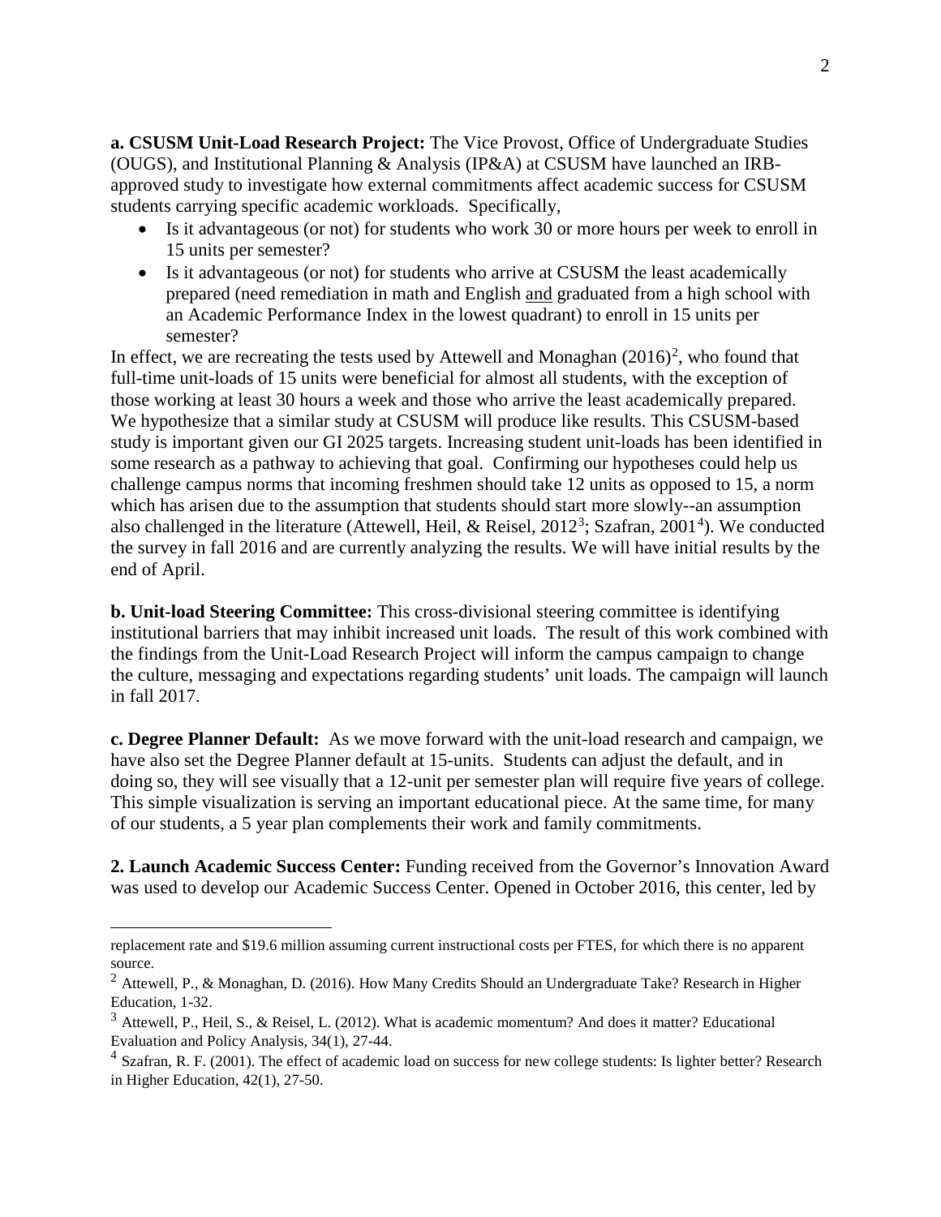**a. CSUSM Unit-Load Research Project:** The Vice Provost, Office of Undergraduate Studies (OUGS), and Institutional Planning & Analysis (IP&A) at CSUSM have launched an IRB-approved study to investigate how external commitments affect academic success for CSUSM students carrying specific academic workloads. Specifically,

- Is it advantageous (or not) for students who work 30 or more hours per week to enroll in 15 units per semester?
- Is it advantageous (or not) for students who arrive at CSUSM the least academically prepared (need remediation in math and English <u>and</u> graduated from a high school with an Academic Performance Index in the lowest quadrant) to enroll in 15 units per semester?

In effect, we are recreating the tests used by Attewell and Monaghan (2016)[2], who found that full-time unit-loads of 15 units were beneficial for almost all students, with the exception of those working at least 30 hours a week and those who arrive the least academically prepared. We hypothesize that a similar study at CSUSM will produce like results. This CSUSM-based study is important given our GI 2025 targets. Increasing student unit-loads has been identified in some research as a pathway to achieving that goal. Confirming our hypotheses could help us challenge campus norms that incoming freshmen should take 12 units as opposed to 15, a norm which has arisen due to the assumption that students should start more slowly--an assumption also challenged in the literature (Attewell, Heil, & Reisel, 2012[3]; Szafran, 2001[4]). We conducted the survey in fall 2016 and are currently analyzing the results. We will have initial results by the end of April.

**b. Unit-load Steering Committee:** This cross-divisional steering committee is identifying institutional barriers that may inhibit increased unit loads. The result of this work combined with the findings from the Unit-Load Research Project will inform the campus campaign to change the culture, messaging and expectations regarding students' unit loads. The campaign will launch in fall 2017.

**c. Degree Planner Default:** As we move forward with the unit-load research and campaign, we have also set the Degree Planner default at 15-units. Students can adjust the default, and in doing so, they will see visually that a 12-unit per semester plan will require five years of college. This simple visualization is serving an important educational piece. At the same time, for many of our students, a 5 year plan complements their work and family commitments.

**2. Launch Academic Success Center:** Funding received from the Governor's Innovation Award was used to develop our Academic Success Center. Opened in October 2016, this center, led by

---

replacement rate and $19.6 million assuming current instructional costs per FTES, for which there is no apparent source.

[2] Attewell, P., & Monaghan, D. (2016). How Many Credits Should an Undergraduate Take? Research in Higher Education, 1-32.

[3] Attewell, P., Heil, S., & Reisel, L. (2012). What is academic momentum? And does it matter? Educational Evaluation and Policy Analysis, 34(1), 27-44.

[4] Szafran, R. F. (2001). The effect of academic load on success for new college students: Is lighter better? Research in Higher Education, 42(1), 27-50.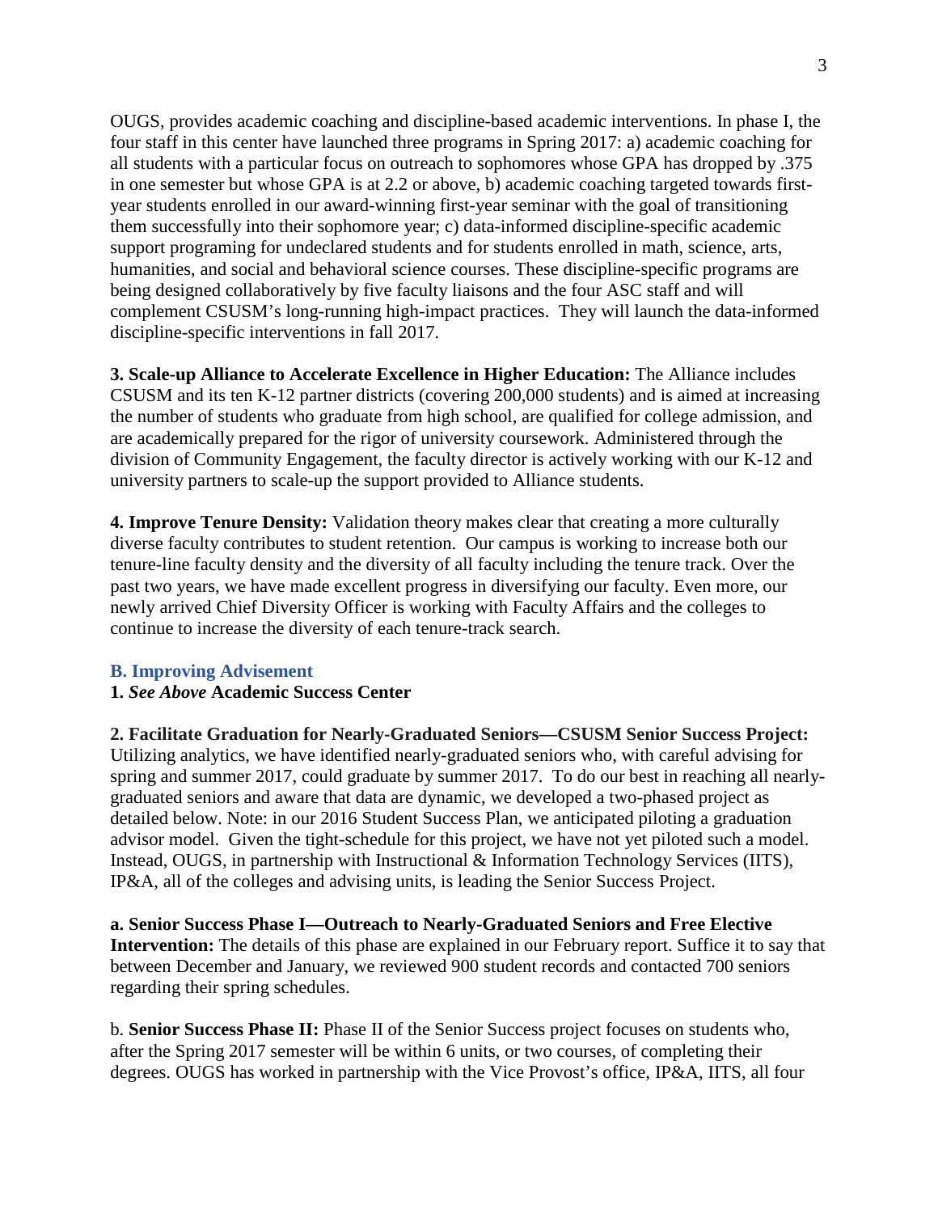OUGS, provides academic coaching and discipline-based academic interventions. In phase I, the four staff in this center have launched three programs in Spring 2017: a) academic coaching for all students with a particular focus on outreach to sophomores whose GPA has dropped by .375 in one semester but whose GPA is at 2.2 or above, b) academic coaching targeted towards first-year students enrolled in our award-winning first-year seminar with the goal of transitioning them successfully into their sophomore year; c) data-informed discipline-specific academic support programing for undeclared students and for students enrolled in math, science, arts, humanities, and social and behavioral science courses. These discipline-specific programs are being designed collaboratively by five faculty liaisons and the four ASC staff and will complement CSUSM's long-running high-impact practices. They will launch the data-informed discipline-specific interventions in fall 2017.

**3. Scale-up Alliance to Accelerate Excellence in Higher Education:** The Alliance includes CSUSM and its ten K-12 partner districts (covering 200,000 students) and is aimed at increasing the number of students who graduate from high school, are qualified for college admission, and are academically prepared for the rigor of university coursework. Administered through the division of Community Engagement, the faculty director is actively working with our K-12 and university partners to scale-up the support provided to Alliance students.

**4. Improve Tenure Density:** Validation theory makes clear that creating a more culturally diverse faculty contributes to student retention. Our campus is working to increase both our tenure-line faculty density and the diversity of all faculty including the tenure track. Over the past two years, we have made excellent progress in diversifying our faculty. Even more, our newly arrived Chief Diversity Officer is working with Faculty Affairs and the colleges to continue to increase the diversity of each tenure-track search.

### B. Improving Advisement

**1.** ***See Above*** **Academic Success Center**

**2. Facilitate Graduation for Nearly-Graduated Seniors—CSUSM Senior Success Project:** Utilizing analytics, we have identified nearly-graduated seniors who, with careful advising for spring and summer 2017, could graduate by summer 2017. To do our best in reaching all nearly-graduated seniors and aware that data are dynamic, we developed a two-phased project as detailed below. Note: in our 2016 Student Success Plan, we anticipated piloting a graduation advisor model. Given the tight-schedule for this project, we have not yet piloted such a model. Instead, OUGS, in partnership with Instructional & Information Technology Services (IITS), IP&A, all of the colleges and advising units, is leading the Senior Success Project.

**a. Senior Success Phase I—Outreach to Nearly-Graduated Seniors and Free Elective Intervention:** The details of this phase are explained in our February report. Suffice it to say that between December and January, we reviewed 900 student records and contacted 700 seniors regarding their spring schedules.

b. **Senior Success Phase II:** Phase II of the Senior Success project focuses on students who, after the Spring 2017 semester will be within 6 units, or two courses, of completing their degrees. OUGS has worked in partnership with the Vice Provost's office, IP&A, IITS, all four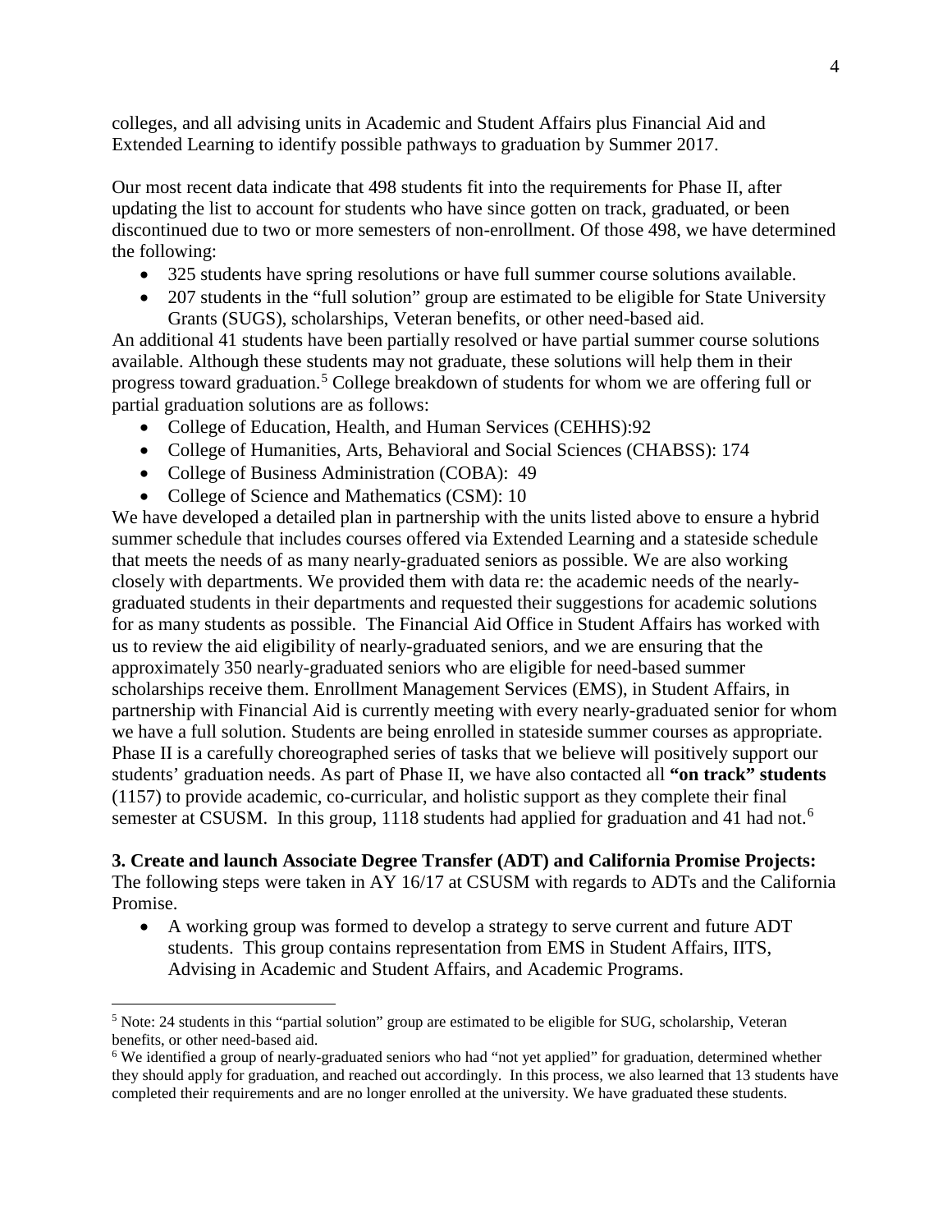colleges, and all advising units in Academic and Student Affairs plus Financial Aid and Extended Learning to identify possible pathways to graduation by Summer 2017.

Our most recent data indicate that 498 students fit into the requirements for Phase II, after updating the list to account for students who have since gotten on track, graduated, or been discontinued due to two or more semesters of non-enrollment. Of those 498, we have determined the following:

- 325 students have spring resolutions or have full summer course solutions available.
- 207 students in the "full solution" group are estimated to be eligible for State University Grants (SUGS), scholarships, Veteran benefits, or other need-based aid.

An additional 41 students have been partially resolved or have partial summer course solutions available. Although these students may not graduate, these solutions will help them in their progress toward graduation.[5] College breakdown of students for whom we are offering full or partial graduation solutions are as follows:

- College of Education, Health, and Human Services (CEHHS):92
- College of Humanities, Arts, Behavioral and Social Sciences (CHABSS): 174
- College of Business Administration (COBA): 49
- College of Science and Mathematics (CSM): 10

We have developed a detailed plan in partnership with the units listed above to ensure a hybrid summer schedule that includes courses offered via Extended Learning and a stateside schedule that meets the needs of as many nearly-graduated seniors as possible. We are also working closely with departments. We provided them with data re: the academic needs of the nearly-graduated students in their departments and requested their suggestions for academic solutions for as many students as possible. The Financial Aid Office in Student Affairs has worked with us to review the aid eligibility of nearly-graduated seniors, and we are ensuring that the approximately 350 nearly-graduated seniors who are eligible for need-based summer scholarships receive them. Enrollment Management Services (EMS), in Student Affairs, in partnership with Financial Aid is currently meeting with every nearly-graduated senior for whom we have a full solution. Students are being enrolled in stateside summer courses as appropriate. Phase II is a carefully choreographed series of tasks that we believe will positively support our students' graduation needs. As part of Phase II, we have also contacted all **"on track" students** (1157) to provide academic, co-curricular, and holistic support as they complete their final semester at CSUSM. In this group, 1118 students had applied for graduation and 41 had not.[6]

**3. Create and launch Associate Degree Transfer (ADT) and California Promise Projects:** The following steps were taken in AY 16/17 at CSUSM with regards to ADTs and the California Promise.

- A working group was formed to develop a strategy to serve current and future ADT students. This group contains representation from EMS in Student Affairs, IITS, Advising in Academic and Student Affairs, and Academic Programs.

[5] Note: 24 students in this "partial solution" group are estimated to be eligible for SUG, scholarship, Veteran benefits, or other need-based aid.

[6] We identified a group of nearly-graduated seniors who had "not yet applied" for graduation, determined whether they should apply for graduation, and reached out accordingly. In this process, we also learned that 13 students have completed their requirements and are no longer enrolled at the university. We have graduated these students.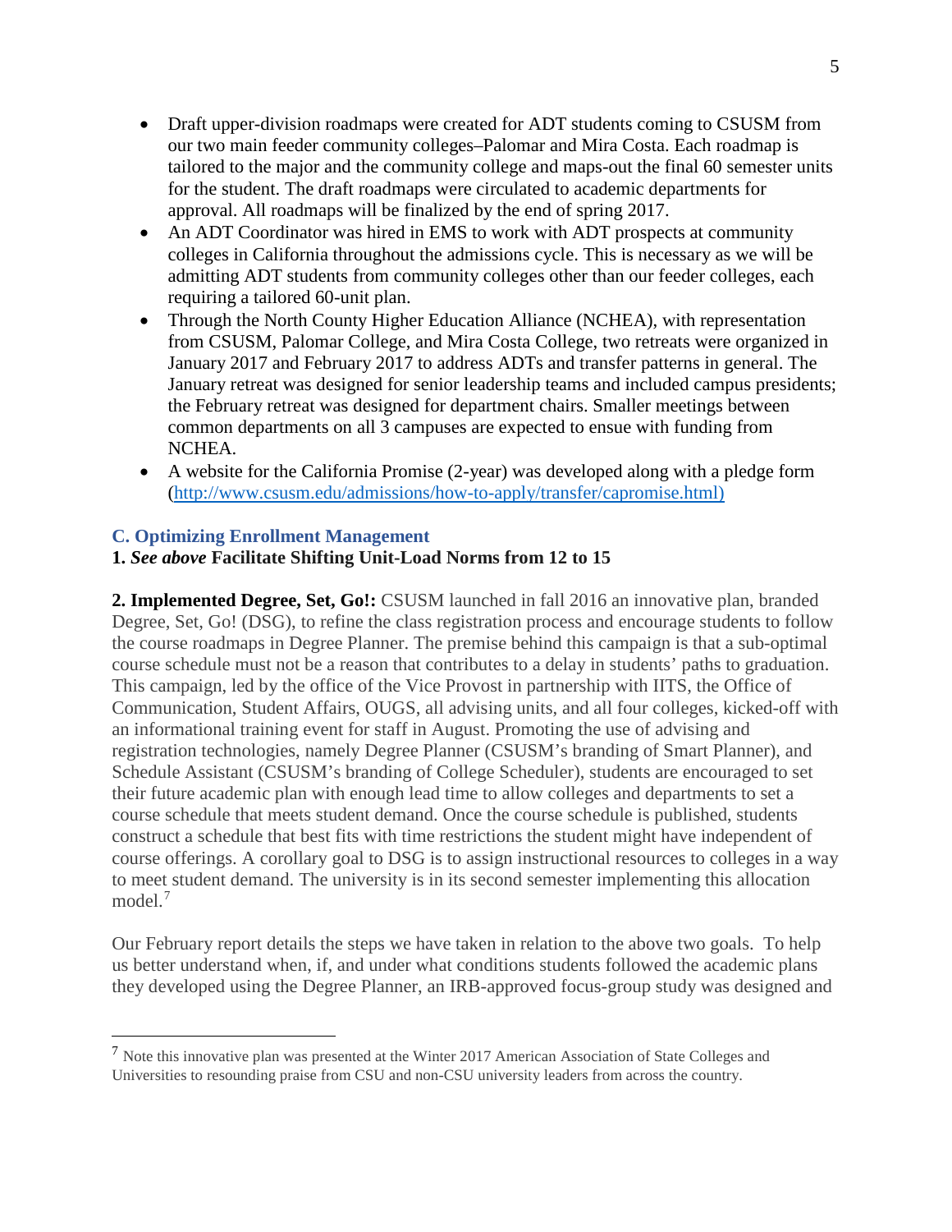- Draft upper-division roadmaps were created for ADT students coming to CSUSM from our two main feeder community colleges–Palomar and Mira Costa. Each roadmap is tailored to the major and the community college and maps-out the final 60 semester units for the student. The draft roadmaps were circulated to academic departments for approval. All roadmaps will be finalized by the end of spring 2017.
- An ADT Coordinator was hired in EMS to work with ADT prospects at community colleges in California throughout the admissions cycle. This is necessary as we will be admitting ADT students from community colleges other than our feeder colleges, each requiring a tailored 60-unit plan.
- Through the North County Higher Education Alliance (NCHEA), with representation from CSUSM, Palomar College, and Mira Costa College, two retreats were organized in January 2017 and February 2017 to address ADTs and transfer patterns in general. The January retreat was designed for senior leadership teams and included campus presidents; the February retreat was designed for department chairs. Smaller meetings between common departments on all 3 campuses are expected to ensue with funding from NCHEA.
- A website for the California Promise (2-year) was developed along with a pledge form (http://www.csusm.edu/admissions/how-to-apply/transfer/capromise.html)

### C. Optimizing Enrollment Management

**1.** ***See above*** **Facilitate Shifting Unit-Load Norms from 12 to 15**

**2. Implemented Degree, Set, Go!:** CSUSM launched in fall 2016 an innovative plan, branded Degree, Set, Go! (DSG), to refine the class registration process and encourage students to follow the course roadmaps in Degree Planner. The premise behind this campaign is that a sub-optimal course schedule must not be a reason that contributes to a delay in students' paths to graduation. This campaign, led by the office of the Vice Provost in partnership with IITS, the Office of Communication, Student Affairs, OUGS, all advising units, and all four colleges, kicked-off with an informational training event for staff in August. Promoting the use of advising and registration technologies, namely Degree Planner (CSUSM's branding of Smart Planner), and Schedule Assistant (CSUSM's branding of College Scheduler), students are encouraged to set their future academic plan with enough lead time to allow colleges and departments to set a course schedule that meets student demand. Once the course schedule is published, students construct a schedule that best fits with time restrictions the student might have independent of course offerings. A corollary goal to DSG is to assign instructional resources to colleges in a way to meet student demand. The university is in its second semester implementing this allocation model.[7]

Our February report details the steps we have taken in relation to the above two goals. To help us better understand when, if, and under what conditions students followed the academic plans they developed using the Degree Planner, an IRB-approved focus-group study was designed and

---

[7] Note this innovative plan was presented at the Winter 2017 American Association of State Colleges and Universities to resounding praise from CSU and non-CSU university leaders from across the country.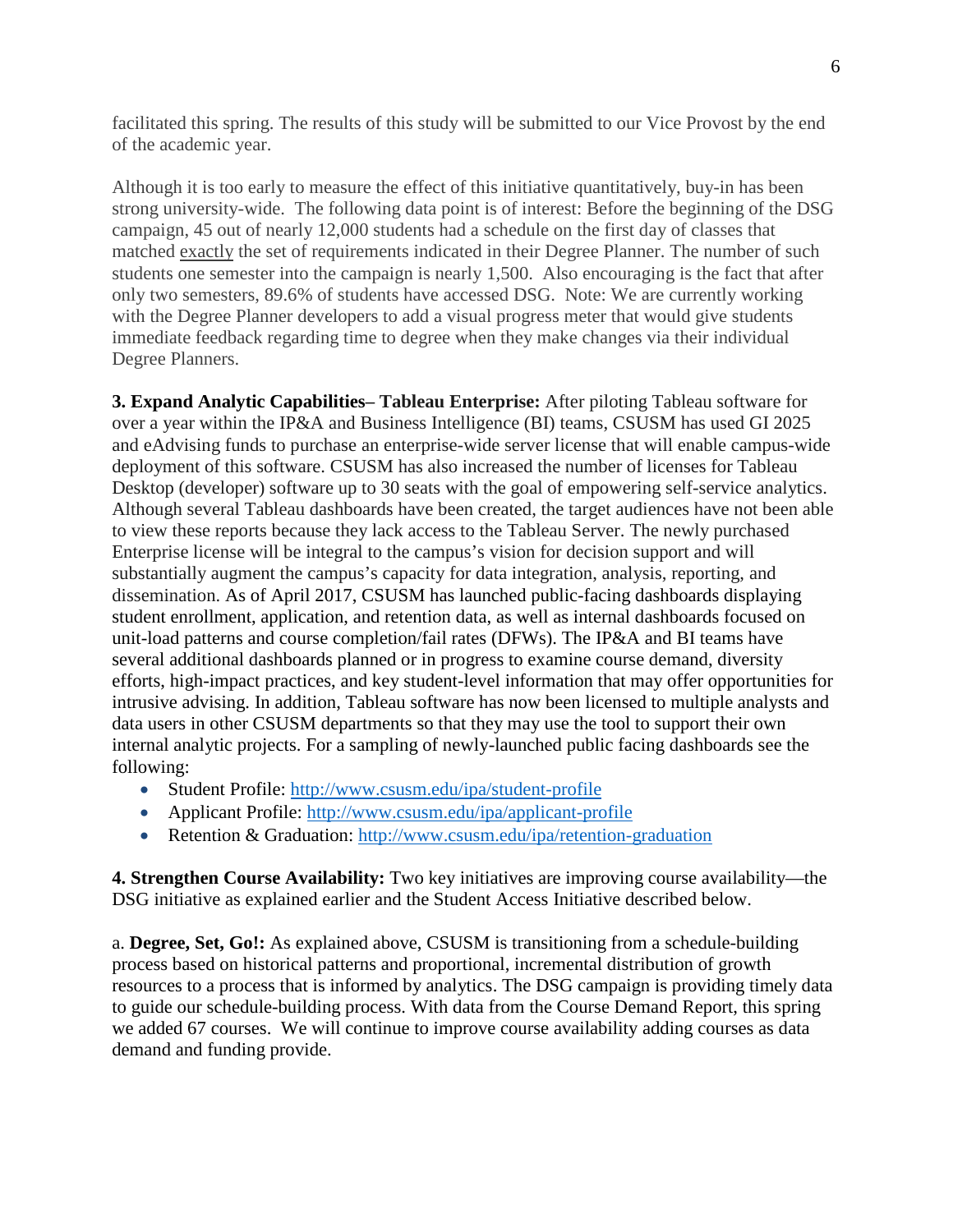facilitated this spring. The results of this study will be submitted to our Vice Provost by the end of the academic year.

Although it is too early to measure the effect of this initiative quantitatively, buy-in has been strong university-wide. The following data point is of interest: Before the beginning of the DSG campaign, 45 out of nearly 12,000 students had a schedule on the first day of classes that matched exactly the set of requirements indicated in their Degree Planner. The number of such students one semester into the campaign is nearly 1,500. Also encouraging is the fact that after only two semesters, 89.6% of students have accessed DSG. Note: We are currently working with the Degree Planner developers to add a visual progress meter that would give students immediate feedback regarding time to degree when they make changes via their individual Degree Planners.

**3. Expand Analytic Capabilities– Tableau Enterprise:** After piloting Tableau software for over a year within the IP&A and Business Intelligence (BI) teams, CSUSM has used GI 2025 and eAdvising funds to purchase an enterprise-wide server license that will enable campus-wide deployment of this software. CSUSM has also increased the number of licenses for Tableau Desktop (developer) software up to 30 seats with the goal of empowering self-service analytics. Although several Tableau dashboards have been created, the target audiences have not been able to view these reports because they lack access to the Tableau Server. The newly purchased Enterprise license will be integral to the campus's vision for decision support and will substantially augment the campus's capacity for data integration, analysis, reporting, and dissemination. As of April 2017, CSUSM has launched public-facing dashboards displaying student enrollment, application, and retention data, as well as internal dashboards focused on unit-load patterns and course completion/fail rates (DFWs). The IP&A and BI teams have several additional dashboards planned or in progress to examine course demand, diversity efforts, high-impact practices, and key student-level information that may offer opportunities for intrusive advising. In addition, Tableau software has now been licensed to multiple analysts and data users in other CSUSM departments so that they may use the tool to support their own internal analytic projects. For a sampling of newly-launched public facing dashboards see the following:

- Student Profile: http://www.csusm.edu/ipa/student-profile
- Applicant Profile: http://www.csusm.edu/ipa/applicant-profile
- Retention & Graduation: http://www.csusm.edu/ipa/retention-graduation

**4. Strengthen Course Availability:** Two key initiatives are improving course availability—the DSG initiative as explained earlier and the Student Access Initiative described below.

a. **Degree, Set, Go!:** As explained above, CSUSM is transitioning from a schedule-building process based on historical patterns and proportional, incremental distribution of growth resources to a process that is informed by analytics. The DSG campaign is providing timely data to guide our schedule-building process. With data from the Course Demand Report, this spring we added 67 courses. We will continue to improve course availability adding courses as data demand and funding provide.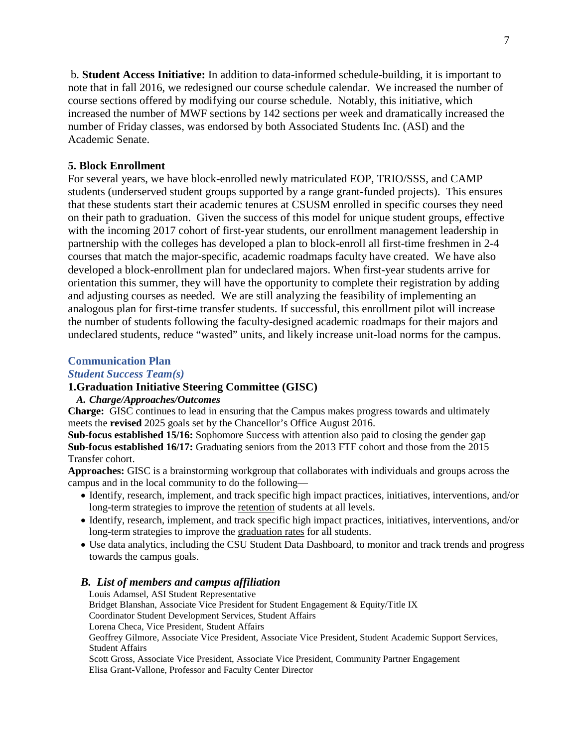b. **Student Access Initiative:** In addition to data-informed schedule-building, it is important to note that in fall 2016, we redesigned our course schedule calendar. We increased the number of course sections offered by modifying our course schedule. Notably, this initiative, which increased the number of MWF sections by 142 sections per week and dramatically increased the number of Friday classes, was endorsed by both Associated Students Inc. (ASI) and the Academic Senate.

**5. Block Enrollment**

For several years, we have block-enrolled newly matriculated EOP, TRIO/SSS, and CAMP students (underserved student groups supported by a range grant-funded projects). This ensures that these students start their academic tenures at CSUSM enrolled in specific courses they need on their path to graduation. Given the success of this model for unique student groups, effective with the incoming 2017 cohort of first-year students, our enrollment management leadership in partnership with the colleges has developed a plan to block-enroll all first-time freshmen in 2-4 courses that match the major-specific, academic roadmaps faculty have created. We have also developed a block-enrollment plan for undeclared majors. When first-year students arrive for orientation this summer, they will have the opportunity to complete their registration by adding and adjusting courses as needed. We are still analyzing the feasibility of implementing an analogous plan for first-time transfer students. If successful, this enrollment pilot will increase the number of students following the faculty-designed academic roadmaps for their majors and undeclared students, reduce "wasted" units, and likely increase unit-load norms for the campus.

## Communication Plan

### *Student Success Team(s)*

### 1.Graduation Initiative Steering Committee (GISC)

#### *A. Charge/Approaches/Outcomes*

**Charge:** GISC continues to lead in ensuring that the Campus makes progress towards and ultimately meets the **revised** 2025 goals set by the Chancellor's Office August 2016.

**Sub-focus established 15/16:** Sophomore Success with attention also paid to closing the gender gap

**Sub-focus established 16/17:** Graduating seniors from the 2013 FTF cohort and those from the 2015 Transfer cohort.

**Approaches:** GISC is a brainstorming workgroup that collaborates with individuals and groups across the campus and in the local community to do the following—

- Identify, research, implement, and track specific high impact practices, initiatives, interventions, and/or long-term strategies to improve the retention of students at all levels.
- Identify, research, implement, and track specific high impact practices, initiatives, interventions, and/or long-term strategies to improve the graduation rates for all students.
- Use data analytics, including the CSU Student Data Dashboard, to monitor and track trends and progress towards the campus goals.

#### *B. List of members and campus affiliation*

Louis Adamsel, ASI Student Representative
Bridget Blanshan, Associate Vice President for Student Engagement & Equity/Title IX
Coordinator Student Development Services, Student Affairs
Lorena Checa, Vice President, Student Affairs
Geoffrey Gilmore, Associate Vice President, Associate Vice President, Student Academic Support Services, Student Affairs
Scott Gross, Associate Vice President, Associate Vice President, Community Partner Engagement
Elisa Grant-Vallone, Professor and Faculty Center Director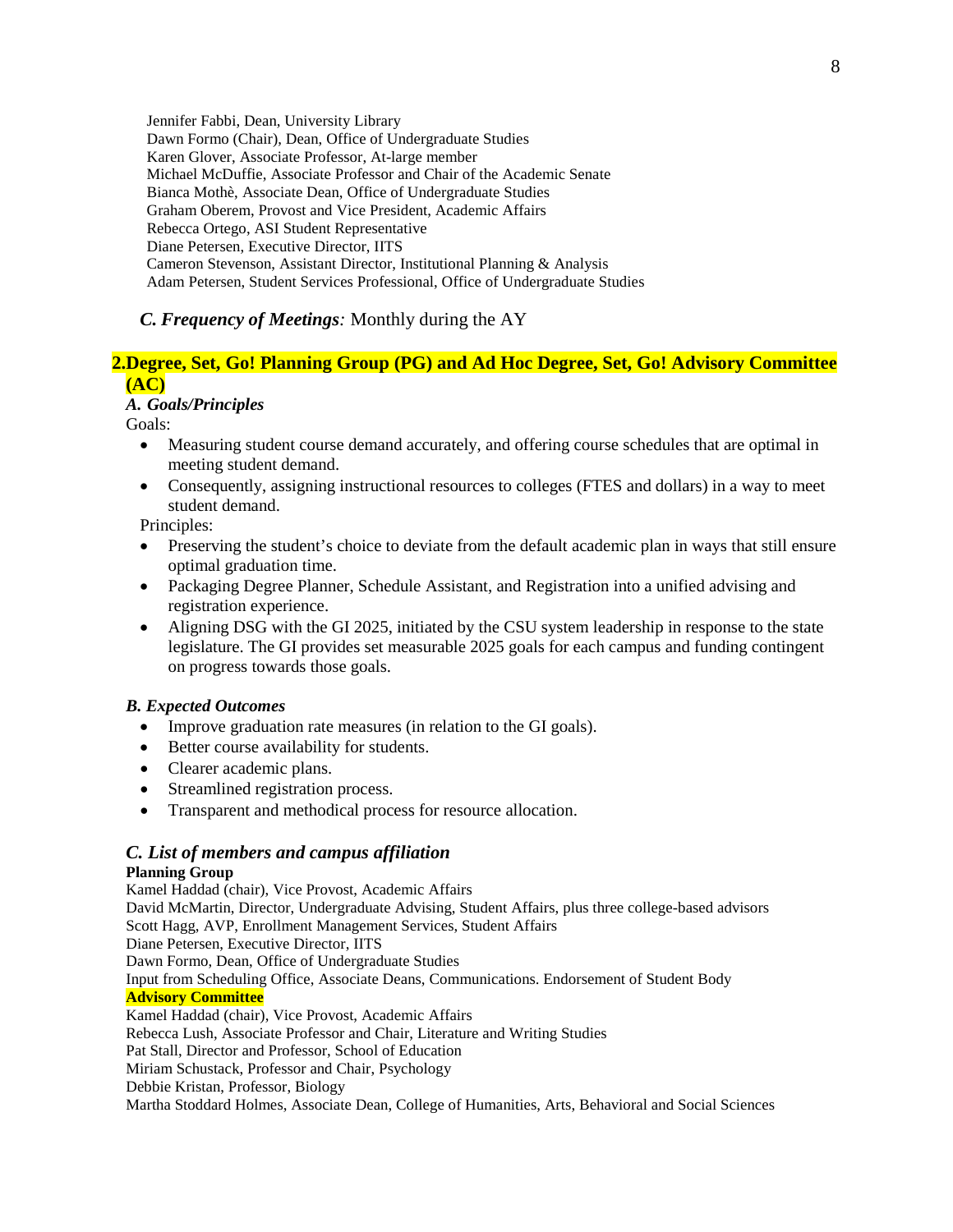Jennifer Fabbi, Dean, University Library
Dawn Formo (Chair), Dean, Office of Undergraduate Studies
Karen Glover, Associate Professor, At-large member
Michael McDuffie, Associate Professor and Chair of the Academic Senate
Bianca Mothè, Associate Dean, Office of Undergraduate Studies
Graham Oberem, Provost and Vice President, Academic Affairs
Rebecca Ortego, ASI Student Representative
Diane Petersen, Executive Director, IITS
Cameron Stevenson, Assistant Director, Institutional Planning & Analysis
Adam Petersen, Student Services Professional, Office of Undergraduate Studies

***C. Frequency of Meetings*:** Monthly during the AY

## 2. Degree, Set, Go! Planning Group (PG) and Ad Hoc Degree, Set, Go! Advisory Committee (AC)

***A. Goals/Principles***

Goals:

- Measuring student course demand accurately, and offering course schedules that are optimal in meeting student demand.
- Consequently, assigning instructional resources to colleges (FTES and dollars) in a way to meet student demand.

Principles:

- Preserving the student's choice to deviate from the default academic plan in ways that still ensure optimal graduation time.
- Packaging Degree Planner, Schedule Assistant, and Registration into a unified advising and registration experience.
- Aligning DSG with the GI 2025, initiated by the CSU system leadership in response to the state legislature. The GI provides set measurable 2025 goals for each campus and funding contingent on progress towards those goals.

***B. Expected Outcomes***

- Improve graduation rate measures (in relation to the GI goals).
- Better course availability for students.
- Clearer academic plans.
- Streamlined registration process.
- Transparent and methodical process for resource allocation.

### *C. List of members and campus affiliation*

**Planning Group**

Kamel Haddad (chair), Vice Provost, Academic Affairs
David McMartin, Director, Undergraduate Advising, Student Affairs, plus three college-based advisors
Scott Hagg, AVP, Enrollment Management Services, Student Affairs
Diane Petersen, Executive Director, IITS
Dawn Formo, Dean, Office of Undergraduate Studies
Input from Scheduling Office, Associate Deans, Communications. Endorsement of Student Body

**Advisory Committee**

Kamel Haddad (chair), Vice Provost, Academic Affairs
Rebecca Lush, Associate Professor and Chair, Literature and Writing Studies
Pat Stall, Director and Professor, School of Education
Miriam Schustack, Professor and Chair, Psychology
Debbie Kristan, Professor, Biology
Martha Stoddard Holmes, Associate Dean, College of Humanities, Arts, Behavioral and Social Sciences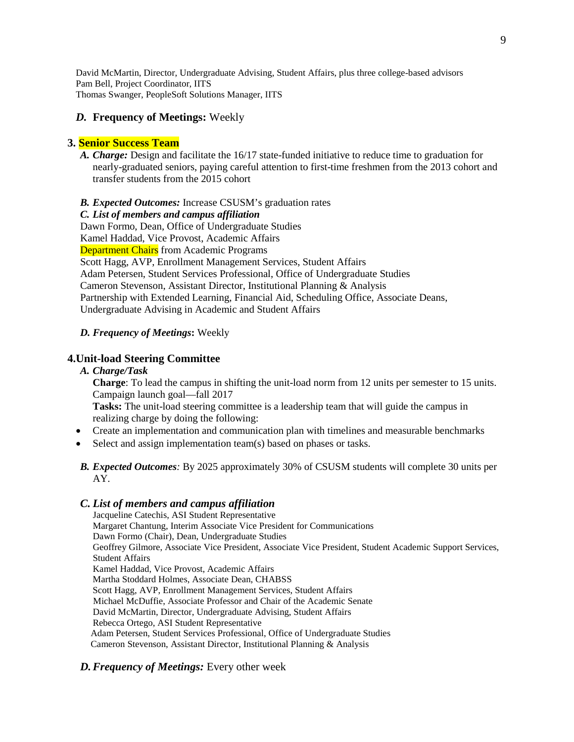David McMartin, Director, Undergraduate Advising, Student Affairs, plus three college-based advisors
Pam Bell, Project Coordinator, IITS
Thomas Swanger, PeopleSoft Solutions Manager, IITS

***D.*** **Frequency of Meetings:** Weekly

### 3. Senior Success Team

***A. Charge:*** Design and facilitate the 16/17 state-funded initiative to reduce time to graduation for nearly-graduated seniors, paying careful attention to first-time freshmen from the 2013 cohort and transfer students from the 2015 cohort

***B. Expected Outcomes:*** Increase CSUSM's graduation rates

***C. List of members and campus affiliation***

Dawn Formo, Dean, Office of Undergraduate Studies
Kamel Haddad, Vice Provost, Academic Affairs
Department Chairs from Academic Programs
Scott Hagg, AVP, Enrollment Management Services, Student Affairs
Adam Petersen, Student Services Professional, Office of Undergraduate Studies
Cameron Stevenson, Assistant Director, Institutional Planning & Analysis
Partnership with Extended Learning, Financial Aid, Scheduling Office, Associate Deans, Undergraduate Advising in Academic and Student Affairs

***D. Frequency of Meetings*****:** Weekly

### 4.Unit-load Steering Committee

***A. Charge/Task***

**Charge**: To lead the campus in shifting the unit-load norm from 12 units per semester to 15 units. Campaign launch goal—fall 2017

**Tasks:** The unit-load steering committee is a leadership team that will guide the campus in realizing charge by doing the following:

- Create an implementation and communication plan with timelines and measurable benchmarks
- Select and assign implementation team(s) based on phases or tasks.

***B. Expected Outcomes****:* By 2025 approximately 30% of CSUSM students will complete 30 units per AY.

***C. List of members and campus affiliation***

Jacqueline Catechis, ASI Student Representative
Margaret Chantung, Interim Associate Vice President for Communications
Dawn Formo (Chair), Dean, Undergraduate Studies
Geoffrey Gilmore, Associate Vice President, Associate Vice President, Student Academic Support Services, Student Affairs
Kamel Haddad, Vice Provost, Academic Affairs
Martha Stoddard Holmes, Associate Dean, CHABSS
Scott Hagg, AVP, Enrollment Management Services, Student Affairs
Michael McDuffie, Associate Professor and Chair of the Academic Senate
David McMartin, Director, Undergraduate Advising, Student Affairs
Rebecca Ortego, ASI Student Representative
Adam Petersen, Student Services Professional, Office of Undergraduate Studies
Cameron Stevenson, Assistant Director, Institutional Planning & Analysis

***D. Frequency of Meetings:*** Every other week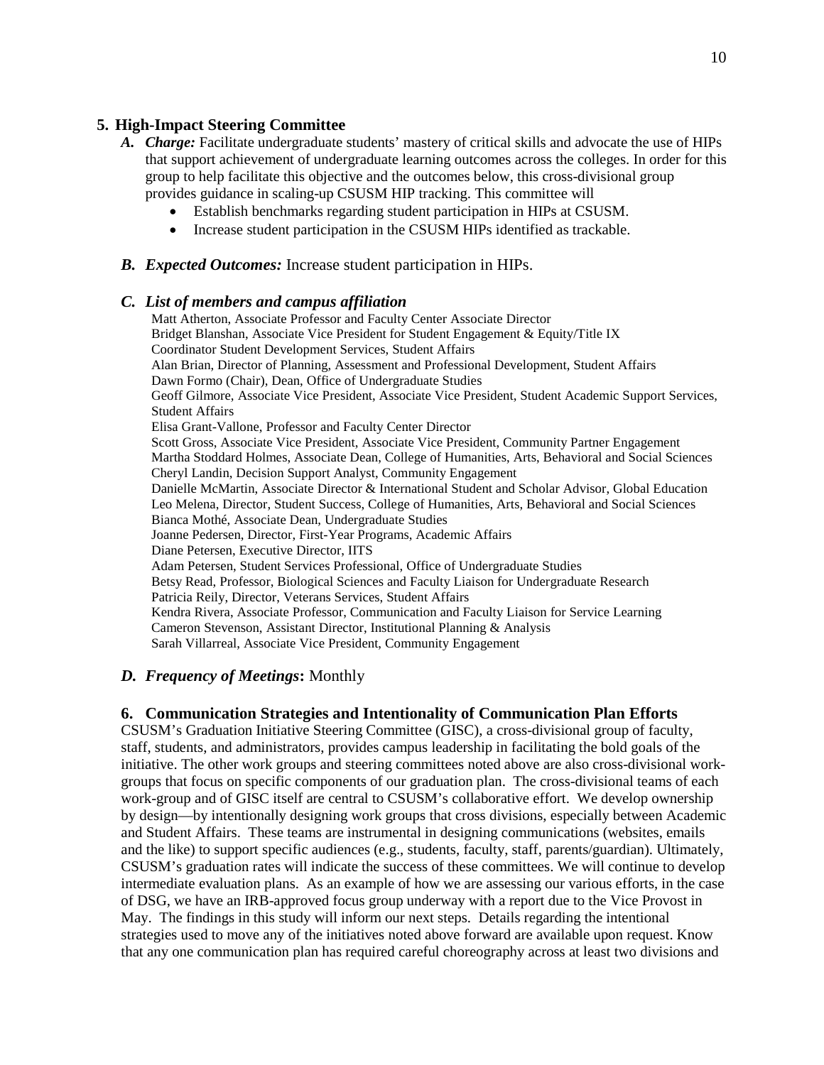## 5. High-Impact Steering Committee

***A. Charge:*** Facilitate undergraduate students' mastery of critical skills and advocate the use of HIPs that support achievement of undergraduate learning outcomes across the colleges. In order for this group to help facilitate this objective and the outcomes below, this cross-divisional group provides guidance in scaling-up CSUSM HIP tracking. This committee will

- Establish benchmarks regarding student participation in HIPs at CSUSM.
- Increase student participation in the CSUSM HIPs identified as trackable.

***B. Expected Outcomes:*** Increase student participation in HIPs.

***C. List of members and campus affiliation***

Matt Atherton, Associate Professor and Faculty Center Associate Director
Bridget Blanshan, Associate Vice President for Student Engagement & Equity/Title IX Coordinator Student Development Services, Student Affairs
Alan Brian, Director of Planning, Assessment and Professional Development, Student Affairs
Dawn Formo (Chair), Dean, Office of Undergraduate Studies
Geoff Gilmore, Associate Vice President, Associate Vice President, Student Academic Support Services, Student Affairs
Elisa Grant-Vallone, Professor and Faculty Center Director
Scott Gross, Associate Vice President, Associate Vice President, Community Partner Engagement
Martha Stoddard Holmes, Associate Dean, College of Humanities, Arts, Behavioral and Social Sciences
Cheryl Landin, Decision Support Analyst, Community Engagement
Danielle McMartin, Associate Director & International Student and Scholar Advisor, Global Education
Leo Melena, Director, Student Success, College of Humanities, Arts, Behavioral and Social Sciences
Bianca Mothé, Associate Dean, Undergraduate Studies
Joanne Pedersen, Director, First-Year Programs, Academic Affairs
Diane Petersen, Executive Director, IITS
Adam Petersen, Student Services Professional, Office of Undergraduate Studies
Betsy Read, Professor, Biological Sciences and Faculty Liaison for Undergraduate Research
Patricia Reily, Director, Veterans Services, Student Affairs
Kendra Rivera, Associate Professor, Communication and Faculty Liaison for Service Learning
Cameron Stevenson, Assistant Director, Institutional Planning & Analysis
Sarah Villarreal, Associate Vice President, Community Engagement

***D. Frequency of Meetings*:** Monthly

## 6. Communication Strategies and Intentionality of Communication Plan Efforts

CSUSM's Graduation Initiative Steering Committee (GISC), a cross-divisional group of faculty, staff, students, and administrators, provides campus leadership in facilitating the bold goals of the initiative. The other work groups and steering committees noted above are also cross-divisional work-groups that focus on specific components of our graduation plan. The cross-divisional teams of each work-group and of GISC itself are central to CSUSM's collaborative effort. We develop ownership by design—by intentionally designing work groups that cross divisions, especially between Academic and Student Affairs. These teams are instrumental in designing communications (websites, emails and the like) to support specific audiences (e.g., students, faculty, staff, parents/guardian). Ultimately, CSUSM's graduation rates will indicate the success of these committees. We will continue to develop intermediate evaluation plans. As an example of how we are assessing our various efforts, in the case of DSG, we have an IRB-approved focus group underway with a report due to the Vice Provost in May. The findings in this study will inform our next steps. Details regarding the intentional strategies used to move any of the initiatives noted above forward are available upon request. Know that any one communication plan has required careful choreography across at least two divisions and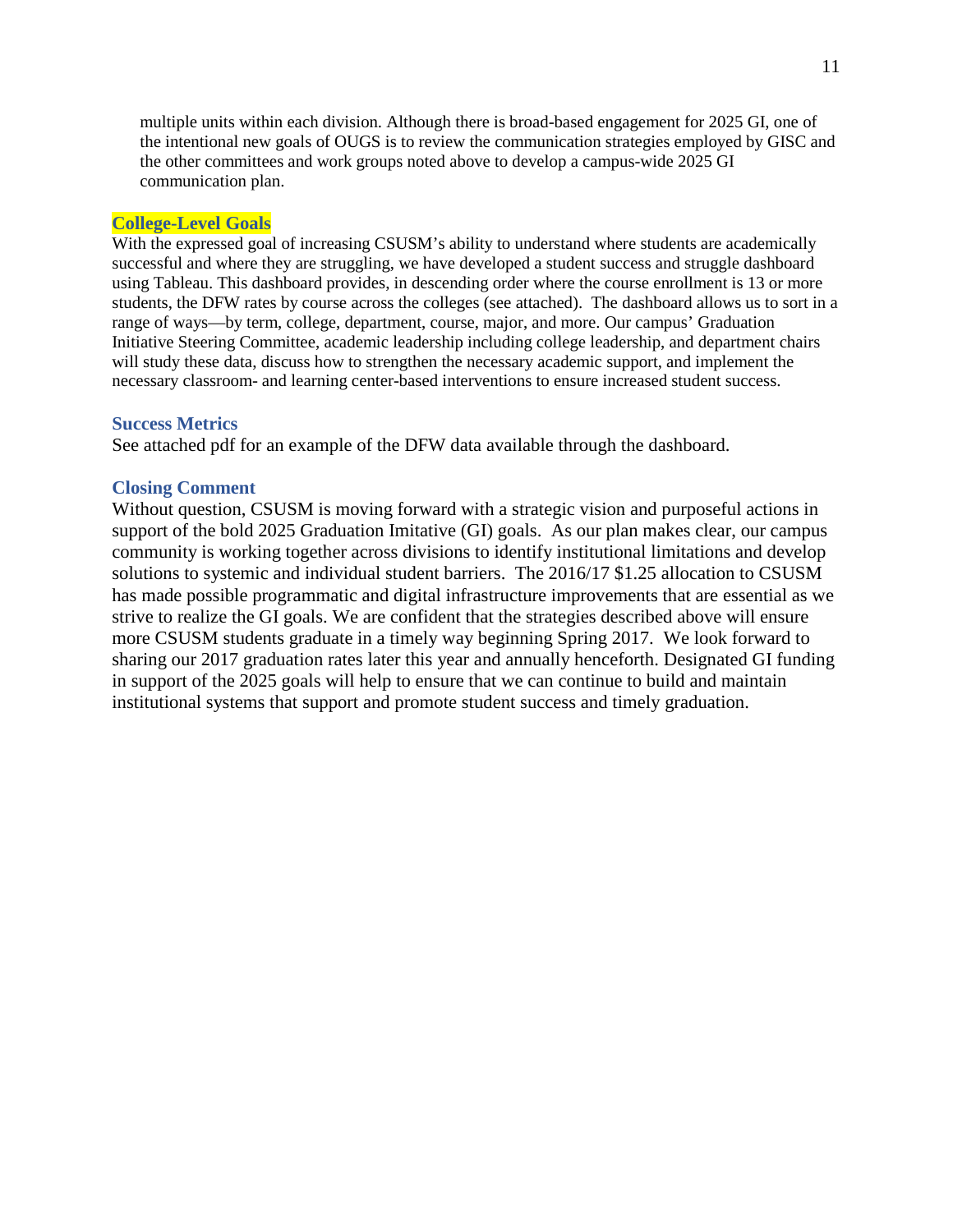multiple units within each division. Although there is broad-based engagement for 2025 GI, one of the intentional new goals of OUGS is to review the communication strategies employed by GISC and the other committees and work groups noted above to develop a campus-wide 2025 GI communication plan.

### College-Level Goals

With the expressed goal of increasing CSUSM's ability to understand where students are academically successful and where they are struggling, we have developed a student success and struggle dashboard using Tableau. This dashboard provides, in descending order where the course enrollment is 13 or more students, the DFW rates by course across the colleges (see attached). The dashboard allows us to sort in a range of ways—by term, college, department, course, major, and more. Our campus' Graduation Initiative Steering Committee, academic leadership including college leadership, and department chairs will study these data, discuss how to strengthen the necessary academic support, and implement the necessary classroom- and learning center-based interventions to ensure increased student success.

### Success Metrics

See attached pdf for an example of the DFW data available through the dashboard.

### Closing Comment

Without question, CSUSM is moving forward with a strategic vision and purposeful actions in support of the bold 2025 Graduation Imitative (GI) goals. As our plan makes clear, our campus community is working together across divisions to identify institutional limitations and develop solutions to systemic and individual student barriers. The 2016/17 $1.25 allocation to CSUSM has made possible programmatic and digital infrastructure improvements that are essential as we strive to realize the GI goals. We are confident that the strategies described above will ensure more CSUSM students graduate in a timely way beginning Spring 2017. We look forward to sharing our 2017 graduation rates later this year and annually henceforth. Designated GI funding in support of the 2025 goals will help to ensure that we can continue to build and maintain institutional systems that support and promote student success and timely graduation.